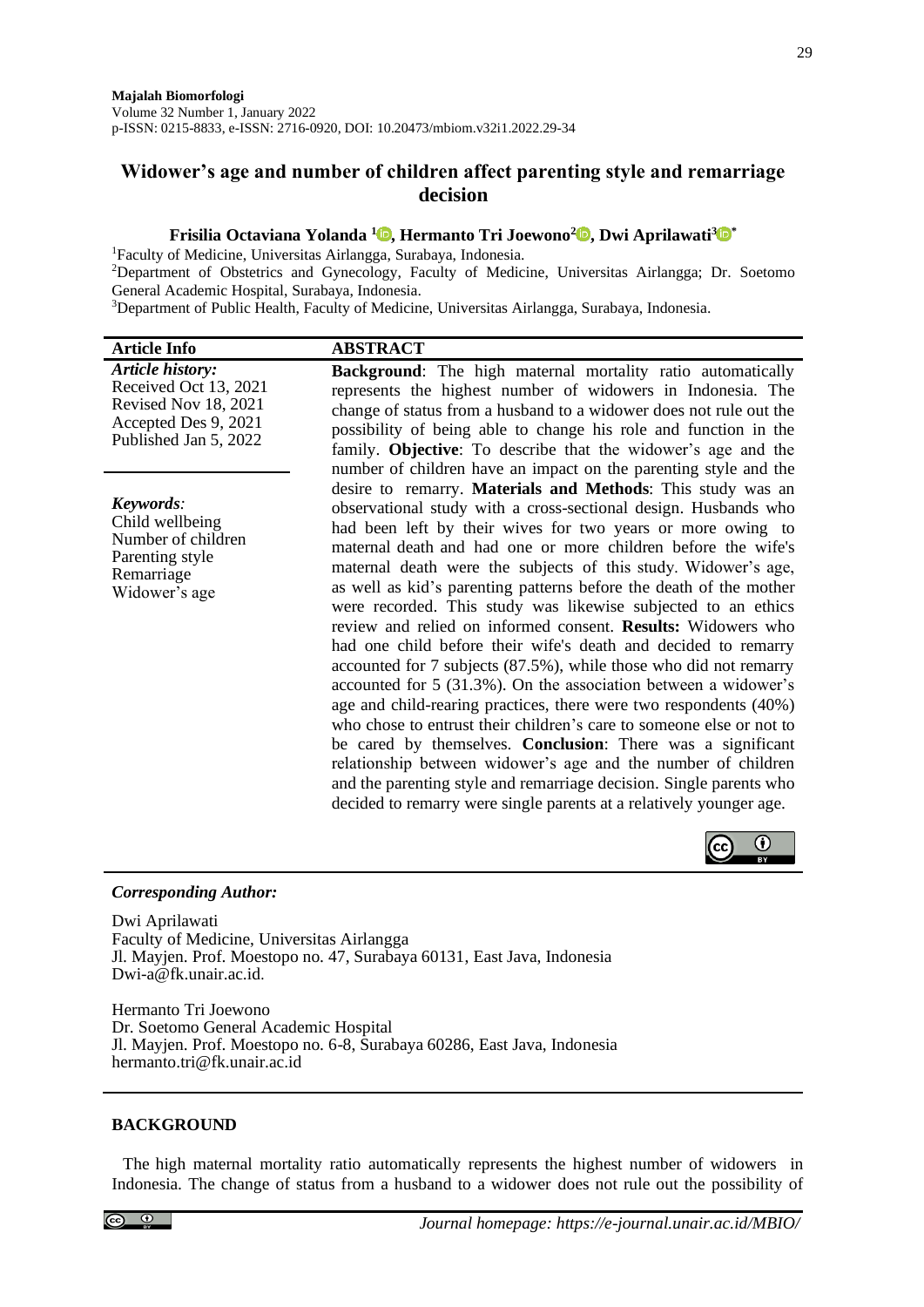**Majalah Biomorfologi**
Volume 32 Number 1, January 2022
p-ISSN: 0215-8833, e-ISSN: 2716-0920, DOI: 10.20473/mbiom.v32i1.2022.29-34

# Widower's age and number of children affect parenting style and remarriage decision

**Frisilia Octaviana Yolanda [1], Hermanto Tri Joewono[2], Dwi Aprilawati[3]***

[1]Faculty of Medicine, Universitas Airlangga, Surabaya, Indonesia.
[2]Department of Obstetrics and Gynecology, Faculty of Medicine, Universitas Airlangga; Dr. Soetomo General Academic Hospital, Surabaya, Indonesia.
[3]Department of Public Health, Faculty of Medicine, Universitas Airlangga, Surabaya, Indonesia.

**Article Info**

***Article history:***
Received Oct 13, 2021
Revised Nov 18, 2021
Accepted Des 9, 2021
Published Jan 5, 2022

***Keywords:***
Child wellbeing
Number of children
Parenting style
Remarriage
Widower's age

**ABSTRACT**

**Background**: The high maternal mortality ratio automatically represents the highest number of widowers in Indonesia. The change of status from a husband to a widower does not rule out the possibility of being able to change his role and function in the family. **Objective**: To describe that the widower's age and the number of children have an impact on the parenting style and the desire to remarry. **Materials and Methods**: This study was an observational study with a cross-sectional design. Husbands who had been left by their wives for two years or more owing to maternal death and had one or more children before the wife's maternal death were the subjects of this study. Widower's age, as well as kid's parenting patterns before the death of the mother were recorded. This study was likewise subjected to an ethics review and relied on informed consent. **Results:** Widowers who had one child before their wife's death and decided to remarry accounted for 7 subjects (87.5%), while those who did not remarry accounted for 5 (31.3%). On the association between a widower's age and child-rearing practices, there were two respondents (40%) who chose to entrust their children's care to someone else or not to be cared by themselves. **Conclusion**: There was a significant relationship between widower's age and the number of children and the parenting style and remarriage decision. Single parents who decided to remarry were single parents at a relatively younger age.

***Corresponding Author:***

Dwi Aprilawati
Faculty of Medicine, Universitas Airlangga
Jl. Mayjen. Prof. Moestopo no. 47, Surabaya 60131, East Java, Indonesia
Dwi-a@fk.unair.ac.id.

Hermanto Tri Joewono
Dr. Soetomo General Academic Hospital
Jl. Mayjen. Prof. Moestopo no. 6-8, Surabaya 60286, East Java, Indonesia
hermanto.tri@fk.unair.ac.id

## BACKGROUND

The high maternal mortality ratio automatically represents the highest number of widowers in Indonesia. The change of status from a husband to a widower does not rule out the possibility of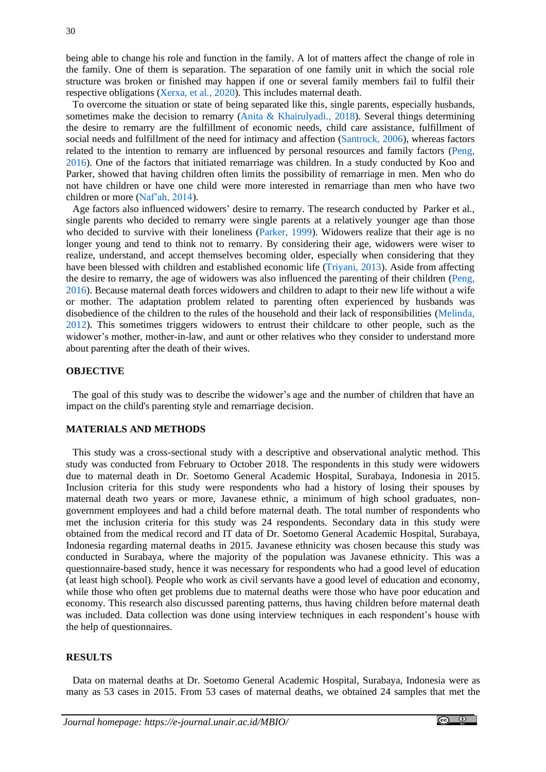being able to change his role and function in the family. A lot of matters affect the change of role in the family. One of them is separation. The separation of one family unit in which the social role structure was broken or finished may happen if one or several family members fail to fulfil their respective obligations (Xerxa, et al., 2020). This includes maternal death.

To overcome the situation or state of being separated like this, single parents, especially husbands, sometimes make the decision to remarry (Anita & Khairulyadi., 2018). Several things determining the desire to remarry are the fulfillment of economic needs, child care assistance, fulfillment of social needs and fulfillment of the need for intimacy and affection (Santrock, 2006), whereas factors related to the intention to remarry are influenced by personal resources and family factors (Peng, 2016). One of the factors that initiated remarriage was children. In a study conducted by Koo and Parker, showed that having children often limits the possibility of remarriage in men. Men who do not have children or have one child were more interested in remarriage than men who have two children or more (Naf'ah, 2014).

Age factors also influenced widowers' desire to remarry. The research conducted by Parker et al., single parents who decided to remarry were single parents at a relatively younger age than those who decided to survive with their loneliness (Parker, 1999). Widowers realize that their age is no longer young and tend to think not to remarry. By considering their age, widowers were wiser to realize, understand, and accept themselves becoming older, especially when considering that they have been blessed with children and established economic life (Triyani, 2013). Aside from affecting the desire to remarry, the age of widowers was also influenced the parenting of their children (Peng, 2016). Because maternal death forces widowers and children to adapt to their new life without a wife or mother. The adaptation problem related to parenting often experienced by husbands was disobedience of the children to the rules of the household and their lack of responsibilities (Melinda, 2012). This sometimes triggers widowers to entrust their childcare to other people, such as the widower's mother, mother-in-law, and aunt or other relatives who they consider to understand more about parenting after the death of their wives.

## OBJECTIVE

The goal of this study was to describe the widower's age and the number of children that have an impact on the child's parenting style and remarriage decision.

## MATERIALS AND METHODS

This study was a cross-sectional study with a descriptive and observational analytic method. This study was conducted from February to October 2018. The respondents in this study were widowers due to maternal death in Dr. Soetomo General Academic Hospital, Surabaya, Indonesia in 2015. Inclusion criteria for this study were respondents who had a history of losing their spouses by maternal death two years or more, Javanese ethnic, a minimum of high school graduates, non-government employees and had a child before maternal death. The total number of respondents who met the inclusion criteria for this study was 24 respondents. Secondary data in this study were obtained from the medical record and IT data of Dr. Soetomo General Academic Hospital, Surabaya, Indonesia regarding maternal deaths in 2015. Javanese ethnicity was chosen because this study was conducted in Surabaya, where the majority of the population was Javanese ethnicity. This was a questionnaire-based study, hence it was necessary for respondents who had a good level of education (at least high school). People who work as civil servants have a good level of education and economy, while those who often get problems due to maternal deaths were those who have poor education and economy. This research also discussed parenting patterns, thus having children before maternal death was included. Data collection was done using interview techniques in each respondent's house with the help of questionnaires.

## RESULTS

Data on maternal deaths at Dr. Soetomo General Academic Hospital, Surabaya, Indonesia were as many as 53 cases in 2015. From 53 cases of maternal deaths, we obtained 24 samples that met the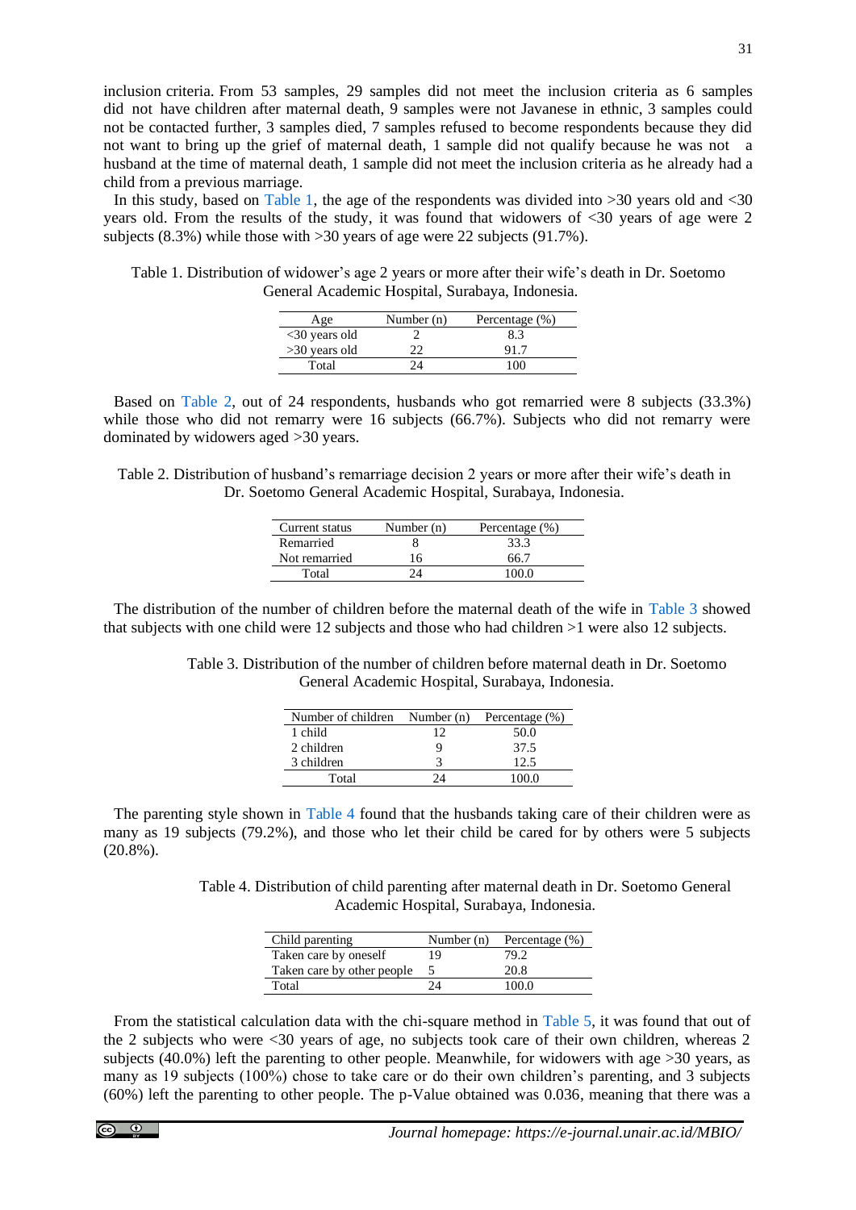inclusion criteria. From 53 samples, 29 samples did not meet the inclusion criteria as 6 samples did not have children after maternal death, 9 samples were not Javanese in ethnic, 3 samples could not be contacted further, 3 samples died, 7 samples refused to become respondents because they did not want to bring up the grief of maternal death, 1 sample did not qualify because he was not a husband at the time of maternal death, 1 sample did not meet the inclusion criteria as he already had a child from a previous marriage.

In this study, based on Table 1, the age of the respondents was divided into >30 years old and <30 years old. From the results of the study, it was found that widowers of <30 years of age were 2 subjects (8.3%) while those with >30 years of age were 22 subjects (91.7%).

Table 1. Distribution of widower's age 2 years or more after their wife's death in Dr. Soetomo General Academic Hospital, Surabaya, Indonesia.

| Age | Number (n) | Percentage (%) |
|---|---|---|
| <30 years old | 2 | 8.3 |
| >30 years old | 22 | 91.7 |
| Total | 24 | 100 |

Based on Table 2, out of 24 respondents, husbands who got remarried were 8 subjects (33.3%) while those who did not remarry were 16 subjects (66.7%). Subjects who did not remarry were dominated by widowers aged >30 years.

Table 2. Distribution of husband's remarriage decision 2 years or more after their wife's death in Dr. Soetomo General Academic Hospital, Surabaya, Indonesia.

| Current status | Number (n) | Percentage (%) |
|---|---|---|
| Remarried | 8 | 33.3 |
| Not remarried | 16 | 66.7 |
| Total | 24 | 100.0 |

The distribution of the number of children before the maternal death of the wife in Table 3 showed that subjects with one child were 12 subjects and those who had children >1 were also 12 subjects.

Table 3. Distribution of the number of children before maternal death in Dr. Soetomo General Academic Hospital, Surabaya, Indonesia.

| Number of children | Number (n) | Percentage (%) |
|---|---|---|
| 1 child | 12 | 50.0 |
| 2 children | 9 | 37.5 |
| 3 children | 3 | 12.5 |
| Total | 24 | 100.0 |

The parenting style shown in Table 4 found that the husbands taking care of their children were as many as 19 subjects (79.2%), and those who let their child be cared for by others were 5 subjects (20.8%).

Table 4. Distribution of child parenting after maternal death in Dr. Soetomo General Academic Hospital, Surabaya, Indonesia.

| Child parenting | Number (n) | Percentage (%) |
|---|---|---|
| Taken care by oneself | 19 | 79.2 |
| Taken care by other people | 5 | 20.8 |
| Total | 24 | 100.0 |

From the statistical calculation data with the chi-square method in Table 5, it was found that out of the 2 subjects who were <30 years of age, no subjects took care of their own children, whereas 2 subjects (40.0%) left the parenting to other people. Meanwhile, for widowers with age >30 years, as many as 19 subjects (100%) chose to take care or do their own children's parenting, and 3 subjects (60%) left the parenting to other people. The p-Value obtained was 0.036, meaning that there was a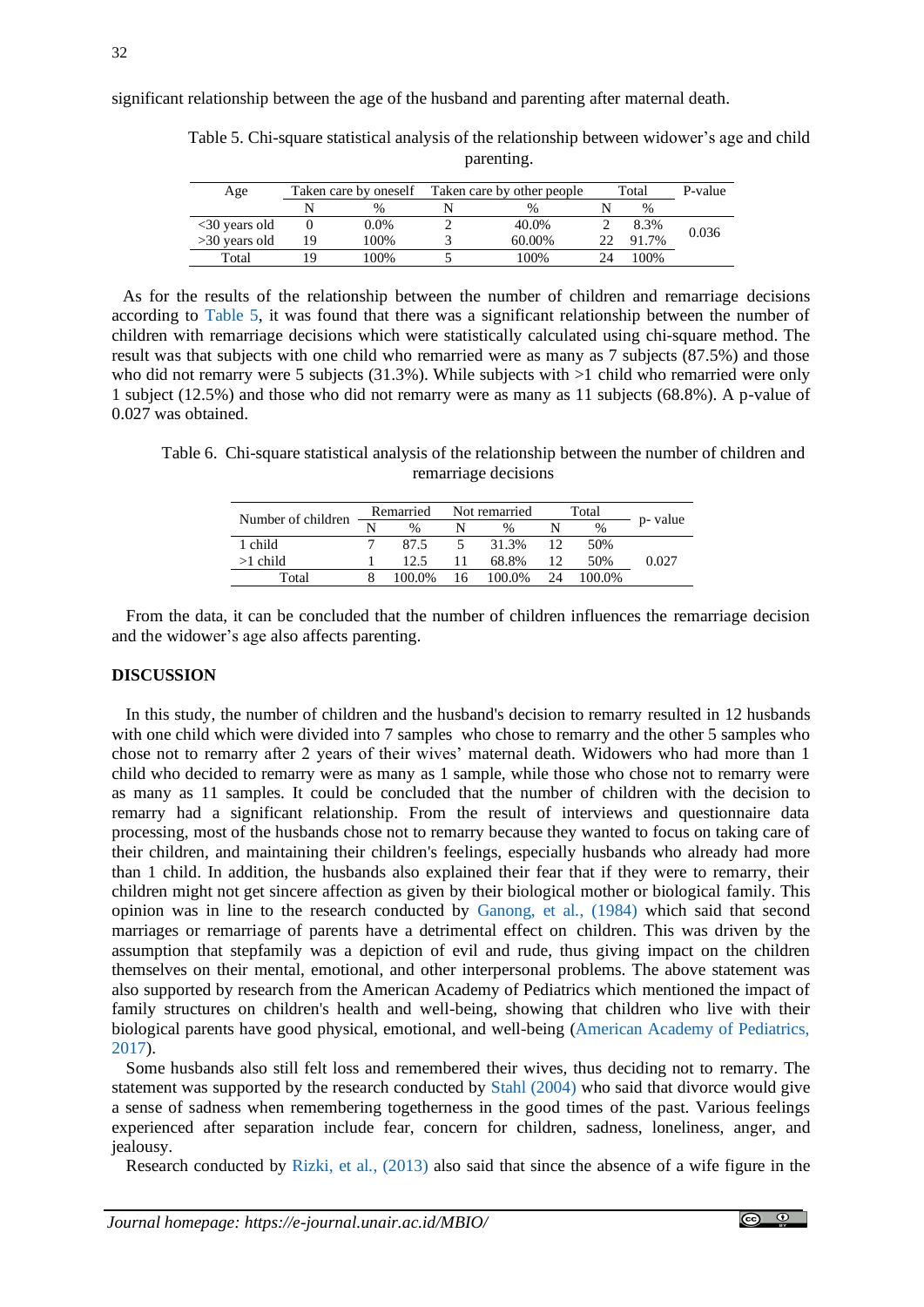significant relationship between the age of the husband and parenting after maternal death.

Table 5. Chi-square statistical analysis of the relationship between widower's age and child parenting.

| Age | Taken care by oneself | | Taken care by other people | | Total | | P-value |
|---|---|---|---|---|---|---|---|
| | N | % | N | % | N | % | |
| <30 years old | 0 | 0.0% | 2 | 40.0% | 2 | 8.3% | 0.036 |
| >30 years old | 19 | 100% | 3 | 60.00% | 22 | 91.7% | |
| Total | 19 | 100% | 5 | 100% | 24 | 100% | |

As for the results of the relationship between the number of children and remarriage decisions according to Table 5, it was found that there was a significant relationship between the number of children with remarriage decisions which were statistically calculated using chi-square method. The result was that subjects with one child who remarried were as many as 7 subjects (87.5%) and those who did not remarry were 5 subjects (31.3%). While subjects with >1 child who remarried were only 1 subject (12.5%) and those who did not remarry were as many as 11 subjects (68.8%). A p-value of 0.027 was obtained.

Table 6. Chi-square statistical analysis of the relationship between the number of children and remarriage decisions

| Number of children | Remarried | | Not remarried | | Total | | p- value |
|---|---|---|---|---|---|---|---|
| | N | % | N | % | N | % | |
| 1 child | 7 | 87.5 | 5 | 31.3% | 12 | 50% | 0.027 |
| >1 child | 1 | 12.5 | 11 | 68.8% | 12 | 50% | |
| Total | 8 | 100.0% | 16 | 100.0% | 24 | 100.0% | |

From the data, it can be concluded that the number of children influences the remarriage decision and the widower's age also affects parenting.

## DISCUSSION

In this study, the number of children and the husband's decision to remarry resulted in 12 husbands with one child which were divided into 7 samples who chose to remarry and the other 5 samples who chose not to remarry after 2 years of their wives' maternal death. Widowers who had more than 1 child who decided to remarry were as many as 1 sample, while those who chose not to remarry were as many as 11 samples. It could be concluded that the number of children with the decision to remarry had a significant relationship. From the result of interviews and questionnaire data processing, most of the husbands chose not to remarry because they wanted to focus on taking care of their children, and maintaining their children's feelings, especially husbands who already had more than 1 child. In addition, the husbands also explained their fear that if they were to remarry, their children might not get sincere affection as given by their biological mother or biological family. This opinion was in line to the research conducted by Ganong, et al., (1984) which said that second marriages or remarriage of parents have a detrimental effect on children. This was driven by the assumption that stepfamily was a depiction of evil and rude, thus giving impact on the children themselves on their mental, emotional, and other interpersonal problems. The above statement was also supported by research from the American Academy of Pediatrics which mentioned the impact of family structures on children's health and well-being, showing that children who live with their biological parents have good physical, emotional, and well-being (American Academy of Pediatrics, 2017).

Some husbands also still felt loss and remembered their wives, thus deciding not to remarry. The statement was supported by the research conducted by Stahl (2004) who said that divorce would give a sense of sadness when remembering togetherness in the good times of the past. Various feelings experienced after separation include fear, concern for children, sadness, loneliness, anger, and jealousy.

Research conducted by Rizki, et al., (2013) also said that since the absence of a wife figure in the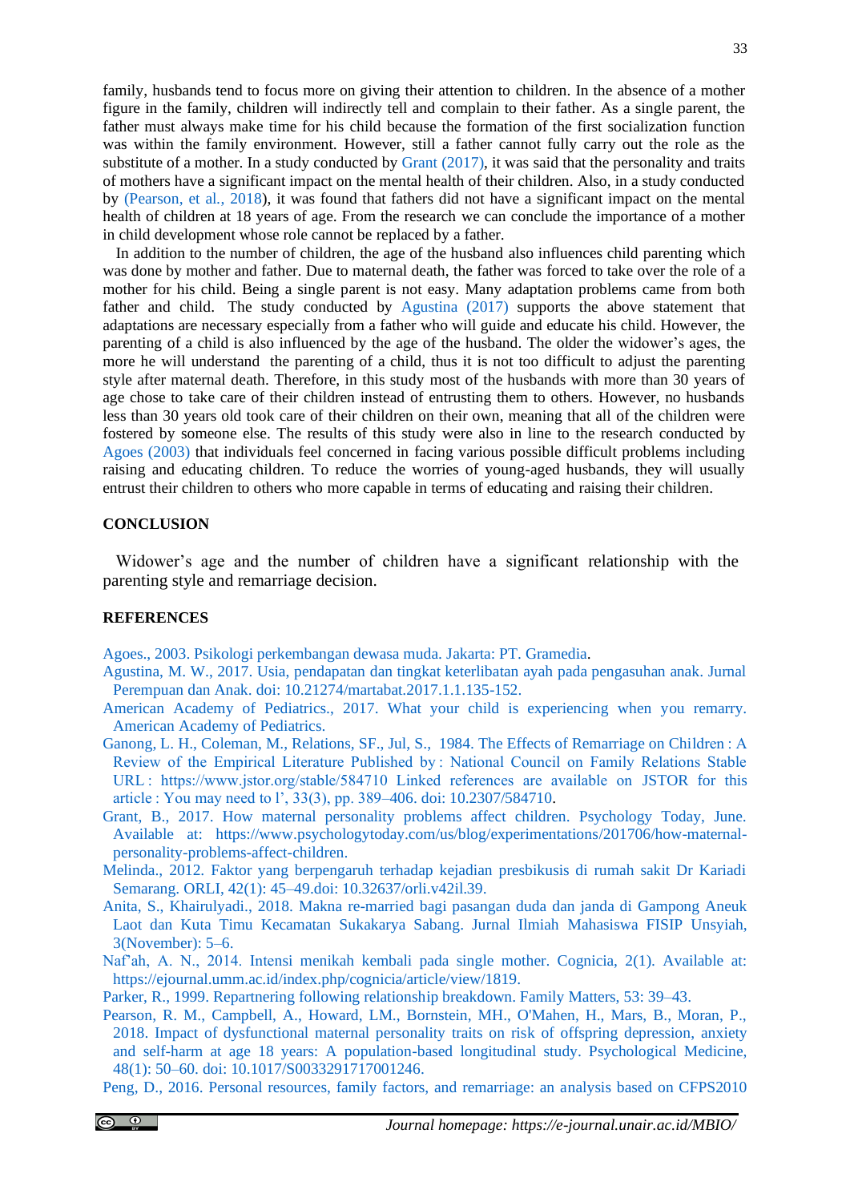family, husbands tend to focus more on giving their attention to children. In the absence of a mother figure in the family, children will indirectly tell and complain to their father. As a single parent, the father must always make time for his child because the formation of the first socialization function was within the family environment. However, still a father cannot fully carry out the role as the substitute of a mother. In a study conducted by Grant (2017), it was said that the personality and traits of mothers have a significant impact on the mental health of their children. Also, in a study conducted by (Pearson, et al., 2018), it was found that fathers did not have a significant impact on the mental health of children at 18 years of age. From the research we can conclude the importance of a mother in child development whose role cannot be replaced by a father.

In addition to the number of children, the age of the husband also influences child parenting which was done by mother and father. Due to maternal death, the father was forced to take over the role of a mother for his child. Being a single parent is not easy. Many adaptation problems came from both father and child. The study conducted by Agustina (2017) supports the above statement that adaptations are necessary especially from a father who will guide and educate his child. However, the parenting of a child is also influenced by the age of the husband. The older the widower's ages, the more he will understand the parenting of a child, thus it is not too difficult to adjust the parenting style after maternal death. Therefore, in this study most of the husbands with more than 30 years of age chose to take care of their children instead of entrusting them to others. However, no husbands less than 30 years old took care of their children on their own, meaning that all of the children were fostered by someone else. The results of this study were also in line to the research conducted by Agoes (2003) that individuals feel concerned in facing various possible difficult problems including raising and educating children. To reduce the worries of young-aged husbands, they will usually entrust their children to others who more capable in terms of educating and raising their children.

## CONCLUSION

Widower's age and the number of children have a significant relationship with the parenting style and remarriage decision.

## REFERENCES

Agoes., 2003. Psikologi perkembangan dewasa muda. Jakarta: PT. Gramedia.

Agustina, M. W., 2017. Usia, pendapatan dan tingkat keterlibatan ayah pada pengasuhan anak. Jurnal Perempuan dan Anak. doi: 10.21274/martabat.2017.1.1.135-152.

American Academy of Pediatrics., 2017. What your child is experiencing when you remarry. American Academy of Pediatrics.

Ganong, L. H., Coleman, M., Relations, SF., Jul, S., 1984. The Effects of Remarriage on Children : A Review of the Empirical Literature Published by : National Council on Family Relations Stable URL : https://www.jstor.org/stable/584710 Linked references are available on JSTOR for this article : You may need to l', 33(3), pp. 389–406. doi: 10.2307/584710.

Grant, B., 2017. How maternal personality problems affect children. Psychology Today, June. Available at: https://www.psychologytoday.com/us/blog/experimentations/201706/how-maternal-personality-problems-affect-children.

Melinda., 2012. Faktor yang berpengaruh terhadap kejadian presbikusis di rumah sakit Dr Kariadi Semarang. ORLI, 42(1): 45–49.doi: 10.32637/orli.v42il.39.

Anita, S., Khairulyadi., 2018. Makna re-married bagi pasangan duda dan janda di Gampong Aneuk Laot dan Kuta Timu Kecamatan Sukakarya Sabang. Jurnal Ilmiah Mahasiswa FISIP Unsyiah, 3(November): 5–6.

Naf'ah, A. N., 2014. Intensi menikah kembali pada single mother. Cognicia, 2(1). Available at: https://ejournal.umm.ac.id/index.php/cognicia/article/view/1819.

Parker, R., 1999. Repartnering following relationship breakdown. Family Matters, 53: 39–43.

Pearson, R. M., Campbell, A., Howard, LM., Bornstein, MH., O'Mahen, H., Mars, B., Moran, P., 2018. Impact of dysfunctional maternal personality traits on risk of offspring depression, anxiety and self-harm at age 18 years: A population-based longitudinal study. Psychological Medicine, 48(1): 50–60. doi: 10.1017/S0033291717001246.

Peng, D., 2016. Personal resources, family factors, and remarriage: an analysis based on CFPS2010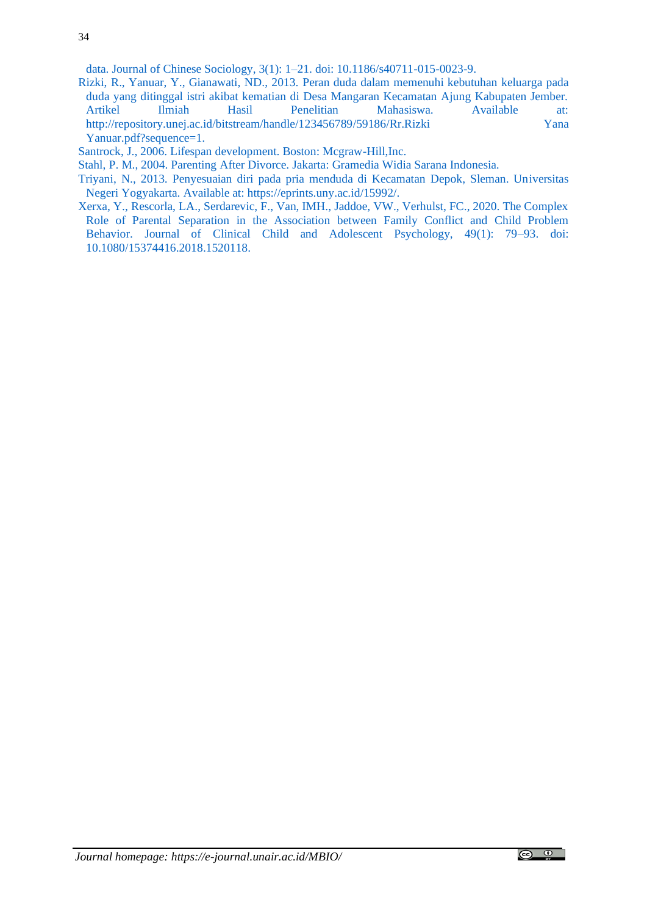data. Journal of Chinese Sociology, 3(1): 1–21. doi: 10.1186/s40711-015-0023-9.

Rizki, R., Yanuar, Y., Gianawati, ND., 2013. Peran duda dalam memenuhi kebutuhan keluarga pada duda yang ditinggal istri akibat kematian di Desa Mangaran Kecamatan Ajung Kabupaten Jember. Artikel Ilmiah Hasil Penelitian Mahasiswa. Available at: http://repository.unej.ac.id/bitstream/handle/123456789/59186/Rr.Rizki Yana Yanuar.pdf?sequence=1.

Santrock, J., 2006. Lifespan development. Boston: Mcgraw-Hill,Inc.

Stahl, P. M., 2004. Parenting After Divorce. Jakarta: Gramedia Widia Sarana Indonesia.

Triyani, N., 2013. Penyesuaian diri pada pria menduda di Kecamatan Depok, Sleman. Universitas Negeri Yogyakarta. Available at: https://eprints.uny.ac.id/15992/.

Xerxa, Y., Rescorla, LA., Serdarevic, F., Van, IMH., Jaddoe, VW., Verhulst, FC., 2020. The Complex Role of Parental Separation in the Association between Family Conflict and Child Problem Behavior. Journal of Clinical Child and Adolescent Psychology, 49(1): 79–93. doi: 10.1080/15374416.2018.1520118.